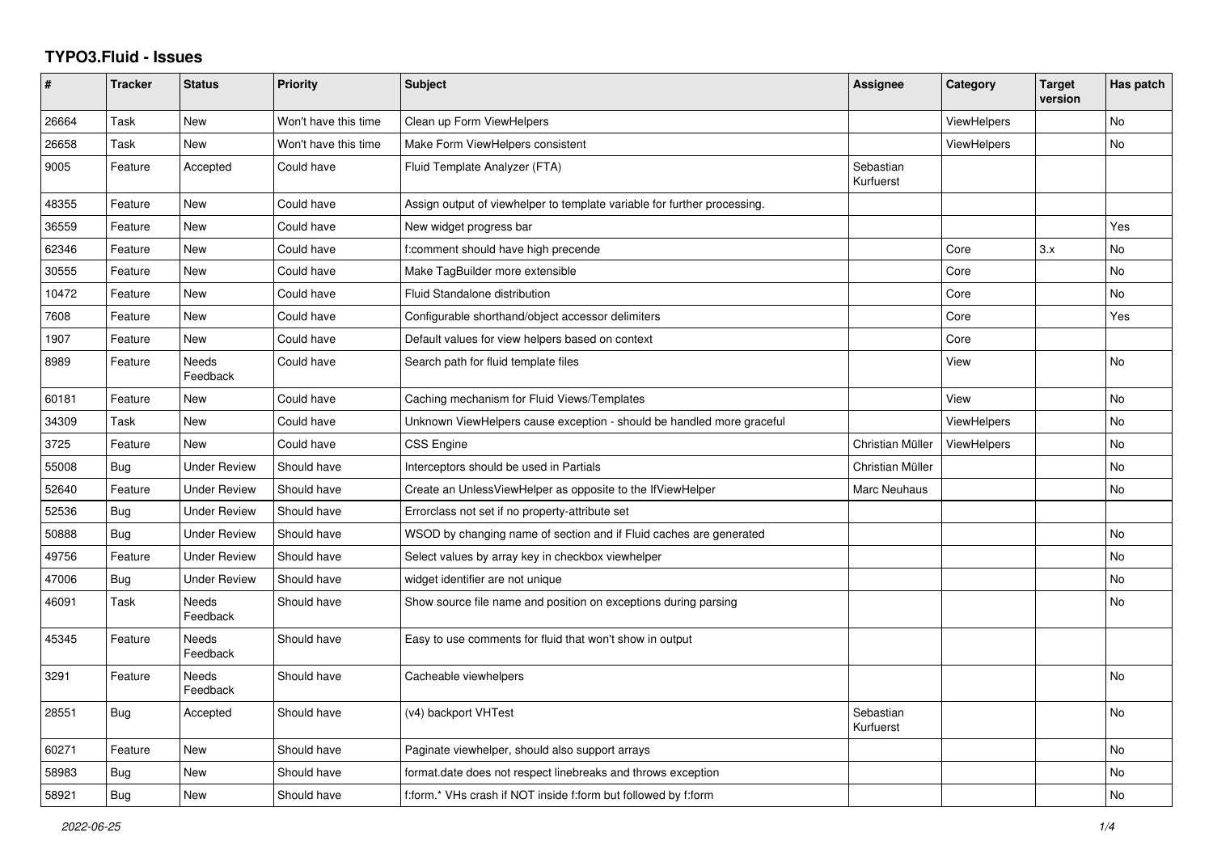# TYPO3.Fluid - Issues

| # | Tracker | Status | Priority | Subject | Assignee | Category | Target version | Has patch |
|---|---|---|---|---|---|---|---|---|
| 26664 | Task | New | Won't have this time | Clean up Form ViewHelpers | | ViewHelpers | | No |
| 26658 | Task | New | Won't have this time | Make Form ViewHelpers consistent | | ViewHelpers | | No |
| 9005 | Feature | Accepted | Could have | Fluid Template Analyzer (FTA) | Sebastian Kurfuerst | | | |
| 48355 | Feature | New | Could have | Assign output of viewhelper to template variable for further processing. | | | | |
| 36559 | Feature | New | Could have | New widget progress bar | | | | Yes |
| 62346 | Feature | New | Could have | f:comment should have high precende | | Core | 3.x | No |
| 30555 | Feature | New | Could have | Make TagBuilder more extensible | | Core | | No |
| 10472 | Feature | New | Could have | Fluid Standalone distribution | | Core | | No |
| 7608 | Feature | New | Could have | Configurable shorthand/object accessor delimiters | | Core | | Yes |
| 1907 | Feature | New | Could have | Default values for view helpers based on context | | Core | | |
| 8989 | Feature | Needs Feedback | Could have | Search path for fluid template files | | View | | No |
| 60181 | Feature | New | Could have | Caching mechanism for Fluid Views/Templates | | View | | No |
| 34309 | Task | New | Could have | Unknown ViewHelpers cause exception - should be handled more graceful | | ViewHelpers | | No |
| 3725 | Feature | New | Could have | CSS Engine | Christian Müller | ViewHelpers | | No |
| 55008 | Bug | Under Review | Should have | Interceptors should be used in Partials | Christian Müller | | | No |
| 52640 | Feature | Under Review | Should have | Create an UnlessViewHelper as opposite to the IfViewHelper | Marc Neuhaus | | | No |
| 52536 | Bug | Under Review | Should have | Errorclass not set if no property-attribute set | | | | |
| 50888 | Bug | Under Review | Should have | WSOD by changing name of section and if Fluid caches are generated | | | | No |
| 49756 | Feature | Under Review | Should have | Select values by array key in checkbox viewhelper | | | | No |
| 47006 | Bug | Under Review | Should have | widget identifier are not unique | | | | No |
| 46091 | Task | Needs Feedback | Should have | Show source file name and position on exceptions during parsing | | | | No |
| 45345 | Feature | Needs Feedback | Should have | Easy to use comments for fluid that won't show in output | | | | |
| 3291 | Feature | Needs Feedback | Should have | Cacheable viewhelpers | | | | No |
| 28551 | Bug | Accepted | Should have | (v4) backport VHTest | Sebastian Kurfuerst | | | No |
| 60271 | Feature | New | Should have | Paginate viewhelper, should also support arrays | | | | No |
| 58983 | Bug | New | Should have | format.date does not respect linebreaks and throws exception | | | | No |
| 58921 | Bug | New | Should have | f:form.* VHs crash if NOT inside f:form but followed by f:form | | | | No |

2022-06-25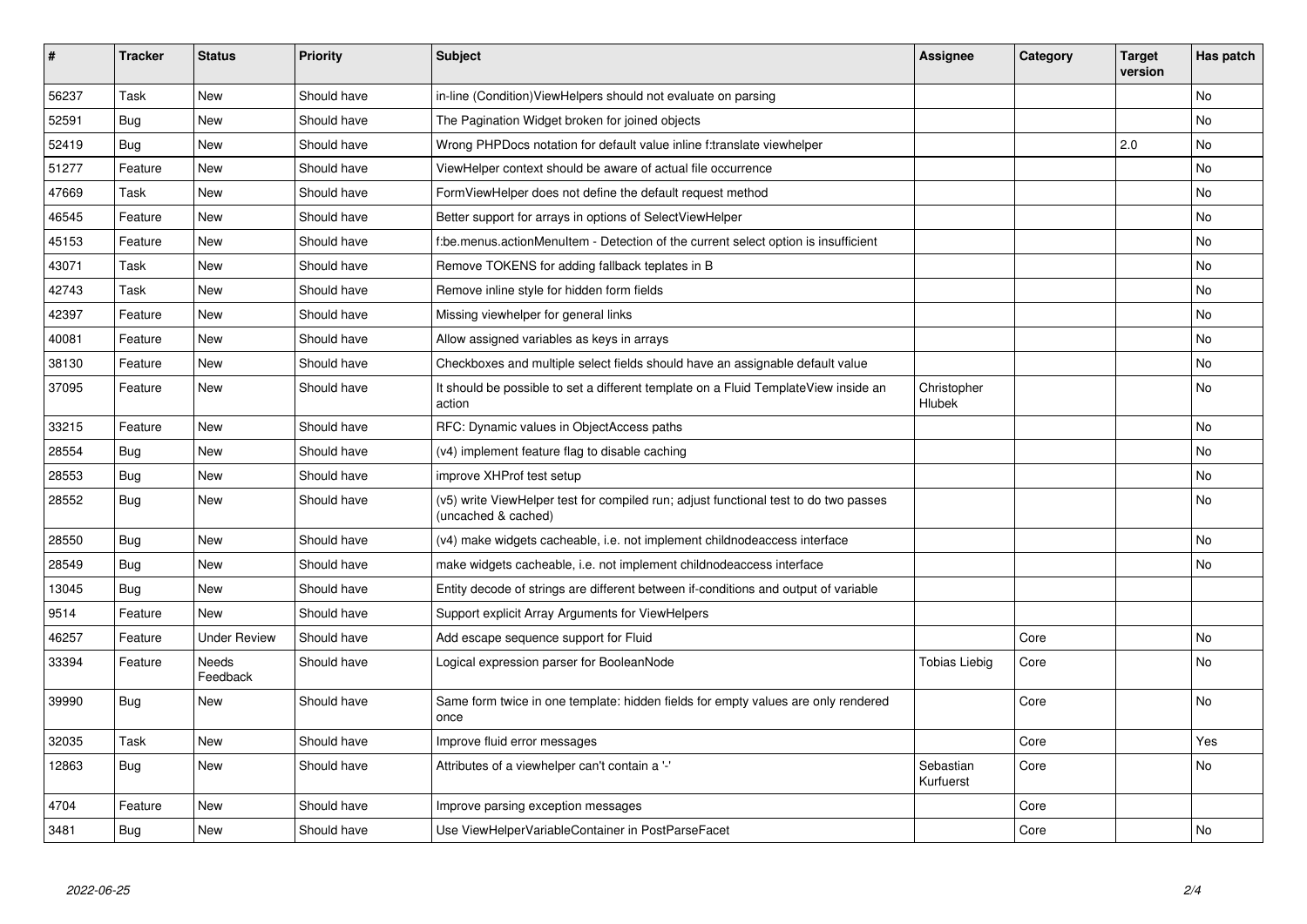| # | Tracker | Status | Priority | Subject | Assignee | Category | Target version | Has patch |
|---|---|---|---|---|---|---|---|---|
| 56237 | Task | New | Should have | in-line (Condition)ViewHelpers should not evaluate on parsing | | | | No |
| 52591 | Bug | New | Should have | The Pagination Widget broken for joined objects | | | | No |
| 52419 | Bug | New | Should have | Wrong PHPDocs notation for default value inline f:translate viewhelper | | | 2.0 | No |
| 51277 | Feature | New | Should have | ViewHelper context should be aware of actual file occurrence | | | | No |
| 47669 | Task | New | Should have | FormViewHelper does not define the default request method | | | | No |
| 46545 | Feature | New | Should have | Better support for arrays in options of SelectViewHelper | | | | No |
| 45153 | Feature | New | Should have | f:be.menus.actionMenuItem - Detection of the current select option is insufficient | | | | No |
| 43071 | Task | New | Should have | Remove TOKENS for adding fallback teplates in B | | | | No |
| 42743 | Task | New | Should have | Remove inline style for hidden form fields | | | | No |
| 42397 | Feature | New | Should have | Missing viewhelper for general links | | | | No |
| 40081 | Feature | New | Should have | Allow assigned variables as keys in arrays | | | | No |
| 38130 | Feature | New | Should have | Checkboxes and multiple select fields should have an assignable default value | | | | No |
| 37095 | Feature | New | Should have | It should be possible to set a different template on a Fluid TemplateView inside an action | Christopher Hlubek | | | No |
| 33215 | Feature | New | Should have | RFC: Dynamic values in ObjectAccess paths | | | | No |
| 28554 | Bug | New | Should have | (v4) implement feature flag to disable caching | | | | No |
| 28553 | Bug | New | Should have | improve XHProf test setup | | | | No |
| 28552 | Bug | New | Should have | (v5) write ViewHelper test for compiled run; adjust functional test to do two passes (uncached & cached) | | | | No |
| 28550 | Bug | New | Should have | (v4) make widgets cacheable, i.e. not implement childnodeaccess interface | | | | No |
| 28549 | Bug | New | Should have | make widgets cacheable, i.e. not implement childnodeaccess interface | | | | No |
| 13045 | Bug | New | Should have | Entity decode of strings are different between if-conditions and output of variable | | | | |
| 9514 | Feature | New | Should have | Support explicit Array Arguments for ViewHelpers | | | | |
| 46257 | Feature | Under Review | Should have | Add escape sequence support for Fluid | | Core | | No |
| 33394 | Feature | Needs Feedback | Should have | Logical expression parser for BooleanNode | Tobias Liebig | Core | | No |
| 39990 | Bug | New | Should have | Same form twice in one template: hidden fields for empty values are only rendered once | | Core | | No |
| 32035 | Task | New | Should have | Improve fluid error messages | | Core | | Yes |
| 12863 | Bug | New | Should have | Attributes of a viewhelper can't contain a '-' | Sebastian Kurfuerst | Core | | No |
| 4704 | Feature | New | Should have | Improve parsing exception messages | | Core | | |
| 3481 | Bug | New | Should have | Use ViewHelperVariableContainer in PostParseFacet | | Core | | No |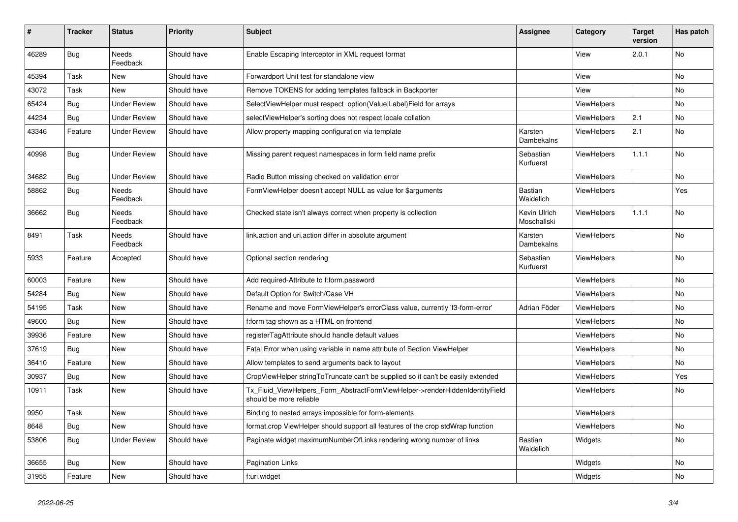| # | Tracker | Status | Priority | Subject | Assignee | Category | Target version | Has patch |
|---|---|---|---|---|---|---|---|---|
| 46289 | Bug | Needs Feedback | Should have | Enable Escaping Interceptor in XML request format | | View | 2.0.1 | No |
| 45394 | Task | New | Should have | Forwardport Unit test for standalone view | | View | | No |
| 43072 | Task | New | Should have | Remove TOKENS for adding templates fallback in Backporter | | View | | No |
| 65424 | Bug | Under Review | Should have | SelectViewHelper must respect option(Value\|Label)Field for arrays | | ViewHelpers | | No |
| 44234 | Bug | Under Review | Should have | selectViewHelper's sorting does not respect locale collation | | ViewHelpers | 2.1 | No |
| 43346 | Feature | Under Review | Should have | Allow property mapping configuration via template | Karsten Dambekalns | ViewHelpers | 2.1 | No |
| 40998 | Bug | Under Review | Should have | Missing parent request namespaces in form field name prefix | Sebastian Kurfuerst | ViewHelpers | 1.1.1 | No |
| 34682 | Bug | Under Review | Should have | Radio Button missing checked on validation error | | ViewHelpers | | No |
| 58862 | Bug | Needs Feedback | Should have | FormViewHelper doesn't accept NULL as value for $arguments | Bastian Waidelich | ViewHelpers | | Yes |
| 36662 | Bug | Needs Feedback | Should have | Checked state isn't always correct when property is collection | Kevin Ulrich Moschallski | ViewHelpers | 1.1.1 | No |
| 8491 | Task | Needs Feedback | Should have | link.action and uri.action differ in absolute argument | Karsten Dambekalns | ViewHelpers | | No |
| 5933 | Feature | Accepted | Should have | Optional section rendering | Sebastian Kurfuerst | ViewHelpers | | No |
| 60003 | Feature | New | Should have | Add required-Attribute to f:form.password | | ViewHelpers | | No |
| 54284 | Bug | New | Should have | Default Option for Switch/Case VH | | ViewHelpers | | No |
| 54195 | Task | New | Should have | Rename and move FormViewHelper's errorClass value, currently 'f3-form-error' | Adrian Föder | ViewHelpers | | No |
| 49600 | Bug | New | Should have | f:form tag shown as a HTML on frontend | | ViewHelpers | | No |
| 39936 | Feature | New | Should have | registerTagAttribute should handle default values | | ViewHelpers | | No |
| 37619 | Bug | New | Should have | Fatal Error when using variable in name attribute of Section ViewHelper | | ViewHelpers | | No |
| 36410 | Feature | New | Should have | Allow templates to send arguments back to layout | | ViewHelpers | | No |
| 30937 | Bug | New | Should have | CropViewHelper stringToTruncate can't be supplied so it can't be easily extended | | ViewHelpers | | Yes |
| 10911 | Task | New | Should have | Tx_Fluid_ViewHelpers_Form_AbstractFormViewHelper->renderHiddenIdentityField should be more reliable | | ViewHelpers | | No |
| 9950 | Task | New | Should have | Binding to nested arrays impossible for form-elements | | ViewHelpers | | |
| 8648 | Bug | New | Should have | format.crop ViewHelper should support all features of the crop stdWrap function | | ViewHelpers | | No |
| 53806 | Bug | Under Review | Should have | Paginate widget maximumNumberOfLinks rendering wrong number of links | Bastian Waidelich | Widgets | | No |
| 36655 | Bug | New | Should have | Pagination Links | | Widgets | | No |
| 31955 | Feature | New | Should have | f:uri.widget | | Widgets | | No |

2022-06-25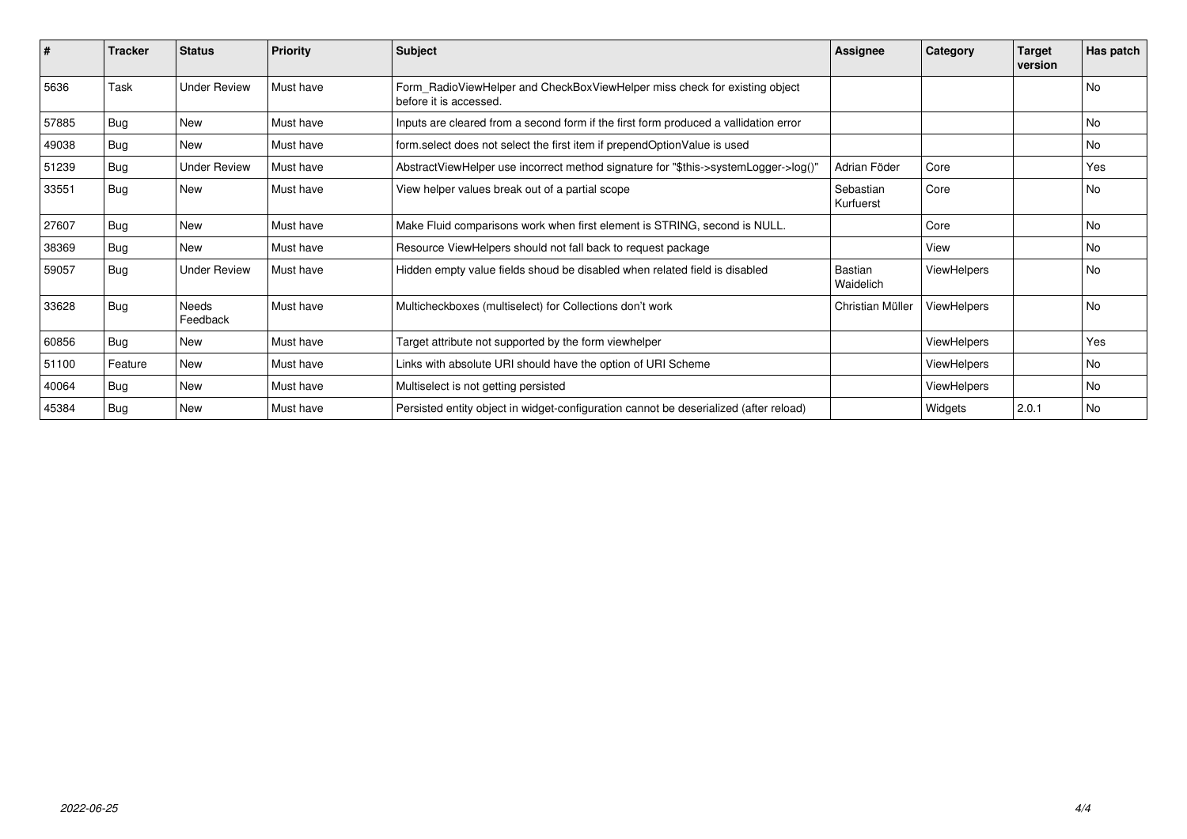| # | Tracker | Status | Priority | Subject | Assignee | Category | Target version | Has patch |
|---|---|---|---|---|---|---|---|---|
| 5636 | Task | Under Review | Must have | Form_RadioViewHelper and CheckBoxViewHelper miss check for existing object before it is accessed. | | | | No |
| 57885 | Bug | New | Must have | Inputs are cleared from a second form if the first form produced a vallidation error | | | | No |
| 49038 | Bug | New | Must have | form.select does not select the first item if prependOptionValue is used | | | | No |
| 51239 | Bug | Under Review | Must have | AbstractViewHelper use incorrect method signature for "$this->systemLogger->log()" | Adrian Föder | Core | | Yes |
| 33551 | Bug | New | Must have | View helper values break out of a partial scope | Sebastian Kurfuerst | Core | | No |
| 27607 | Bug | New | Must have | Make Fluid comparisons work when first element is STRING, second is NULL. | | Core | | No |
| 38369 | Bug | New | Must have | Resource ViewHelpers should not fall back to request package | | View | | No |
| 59057 | Bug | Under Review | Must have | Hidden empty value fields shoud be disabled when related field is disabled | Bastian Waidelich | ViewHelpers | | No |
| 33628 | Bug | Needs Feedback | Must have | Multicheckboxes (multiselect) for Collections don't work | Christian Müller | ViewHelpers | | No |
| 60856 | Bug | New | Must have | Target attribute not supported by the form viewhelper | | ViewHelpers | | Yes |
| 51100 | Feature | New | Must have | Links with absolute URI should have the option of URI Scheme | | ViewHelpers | | No |
| 40064 | Bug | New | Must have | Multiselect is not getting persisted | | ViewHelpers | | No |
| 45384 | Bug | New | Must have | Persisted entity object in widget-configuration cannot be deserialized (after reload) | | Widgets | 2.0.1 | No |